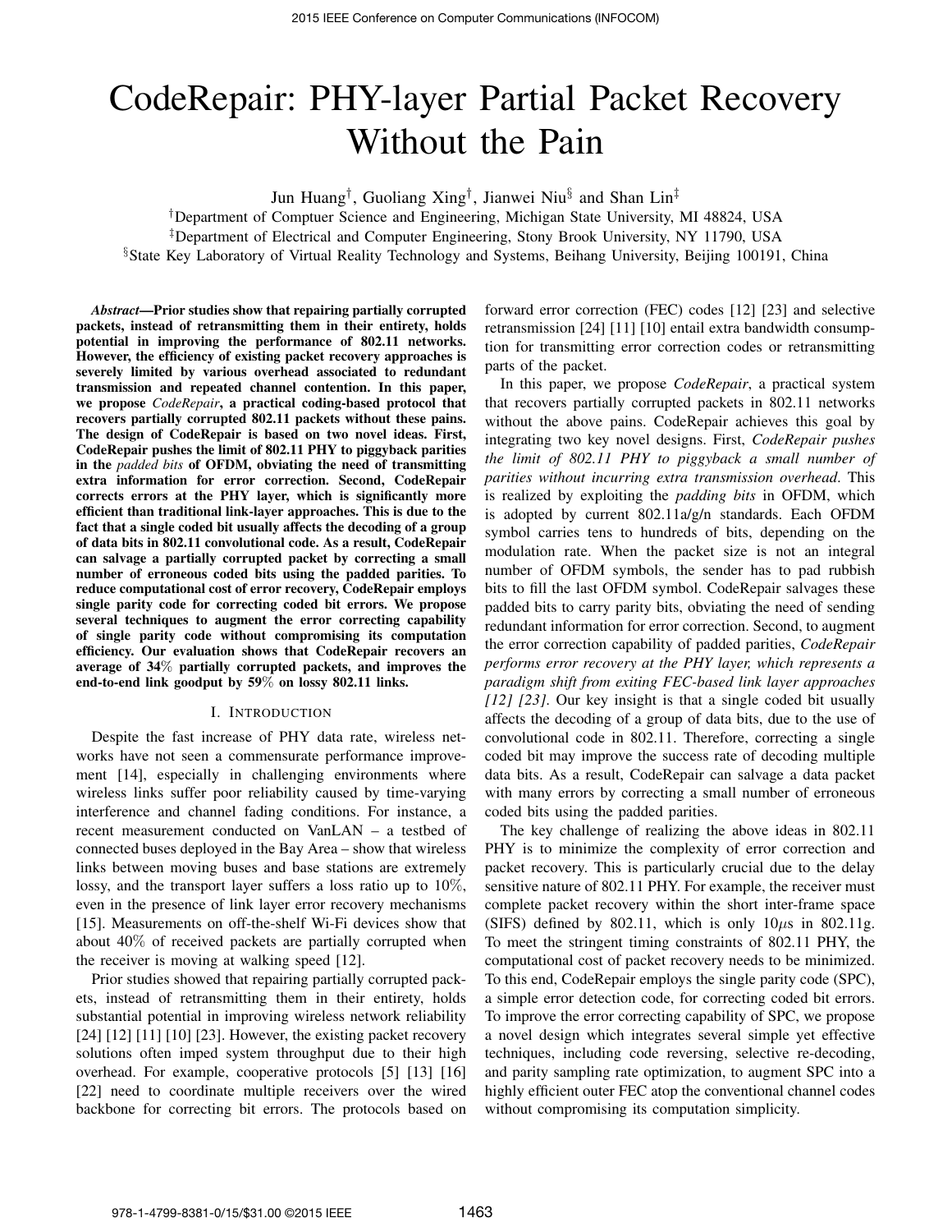# CodeRepair: PHY-layer Partial Packet Recovery Without the Pain

Jun Huang[†], Guoliang Xing[†], Jianwei Niu[§] and Shan Lin[‡]

[†]Department of Comptuer Science and Engineering, Michigan State University, MI 48824, USA
[‡]Department of Electrical and Computer Engineering, Stony Brook University, NY 11790, USA
[§]State Key Laboratory of Virtual Reality Technology and Systems, Beihang University, Beijing 100191, China

***Abstract*—Prior studies show that repairing partially corrupted packets, instead of retransmitting them in their entirety, holds potential in improving the performance of 802.11 networks. However, the efficiency of existing packet recovery approaches is severely limited by various overhead associated to redundant transmission and repeated channel contention. In this paper, we propose *CodeRepair*, a practical coding-based protocol that recovers partially corrupted 802.11 packets without these pains. The design of CodeRepair is based on two novel ideas. First, CodeRepair pushes the limit of 802.11 PHY to piggyback parities in the *padded bits* of OFDM, obviating the need of transmitting extra information for error correction. Second, CodeRepair corrects errors at the PHY layer, which is significantly more efficient than traditional link-layer approaches. This is due to the fact that a single coded bit usually affects the decoding of a group of data bits in 802.11 convolutional code. As a result, CodeRepair can salvage a partially corrupted packet by correcting a small number of erroneous coded bits using the padded parities. To reduce computational cost of error recovery, CodeRepair employs single parity code for correcting coded bit errors. We propose several techniques to augment the error correcting capability of single parity code without compromising its computation efficiency. Our evaluation shows that CodeRepair recovers an average of 34% partially corrupted packets, and improves the end-to-end link goodput by 59% on lossy 802.11 links.**

## I. Introduction

Despite the fast increase of PHY data rate, wireless networks have not seen a commensurate performance improvement [14], especially in challenging environments where wireless links suffer poor reliability caused by time-varying interference and channel fading conditions. For instance, a recent measurement conducted on VanLAN – a testbed of connected buses deployed in the Bay Area – show that wireless links between moving buses and base stations are extremely lossy, and the transport layer suffers a loss ratio up to 10%, even in the presence of link layer error recovery mechanisms [15]. Measurements on off-the-shelf Wi-Fi devices show that about 40% of received packets are partially corrupted when the receiver is moving at walking speed [12].

Prior studies showed that repairing partially corrupted packets, instead of retransmitting them in their entirety, holds substantial potential in improving wireless network reliability [24] [12] [11] [10] [23]. However, the existing packet recovery solutions often imped system throughput due to their high overhead. For example, cooperative protocols [5] [13] [16] [22] need to coordinate multiple receivers over the wired backbone for correcting bit errors. The protocols based on forward error correction (FEC) codes [12] [23] and selective retransmission [24] [11] [10] entail extra bandwidth consumption for transmitting error correction codes or retransmitting parts of the packet.

In this paper, we propose *CodeRepair*, a practical system that recovers partially corrupted packets in 802.11 networks without the above pains. CodeRepair achieves this goal by integrating two key novel designs. First, *CodeRepair pushes the limit of 802.11 PHY to piggyback a small number of parities without incurring extra transmission overhead.* This is realized by exploiting the *padding bits* in OFDM, which is adopted by current 802.11a/g/n standards. Each OFDM symbol carries tens to hundreds of bits, depending on the modulation rate. When the packet size is not an integral number of OFDM symbols, the sender has to pad rubbish bits to fill the last OFDM symbol. CodeRepair salvages these padded bits to carry parity bits, obviating the need of sending redundant information for error correction. Second, to augment the error correction capability of padded parities, *CodeRepair performs error recovery at the PHY layer, which represents a paradigm shift from exiting FEC-based link layer approaches [12] [23]*. Our key insight is that a single coded bit usually affects the decoding of a group of data bits, due to the use of convolutional code in 802.11. Therefore, correcting a single coded bit may improve the success rate of decoding multiple data bits. As a result, CodeRepair can salvage a data packet with many errors by correcting a small number of erroneous coded bits using the padded parities.

The key challenge of realizing the above ideas in 802.11 PHY is to minimize the complexity of error correction and packet recovery. This is particularly crucial due to the delay sensitive nature of 802.11 PHY. For example, the receiver must complete packet recovery within the short inter-frame space (SIFS) defined by 802.11, which is only 10$\mu$s in 802.11g. To meet the stringent timing constraints of 802.11 PHY, the computational cost of packet recovery needs to be minimized. To this end, CodeRepair employs the single parity code (SPC), a simple error detection code, for correcting coded bit errors. To improve the error correcting capability of SPC, we propose a novel design which integrates several simple yet effective techniques, including code reversing, selective re-decoding, and parity sampling rate optimization, to augment SPC into a highly efficient outer FEC atop the conventional channel codes without compromising its computation simplicity.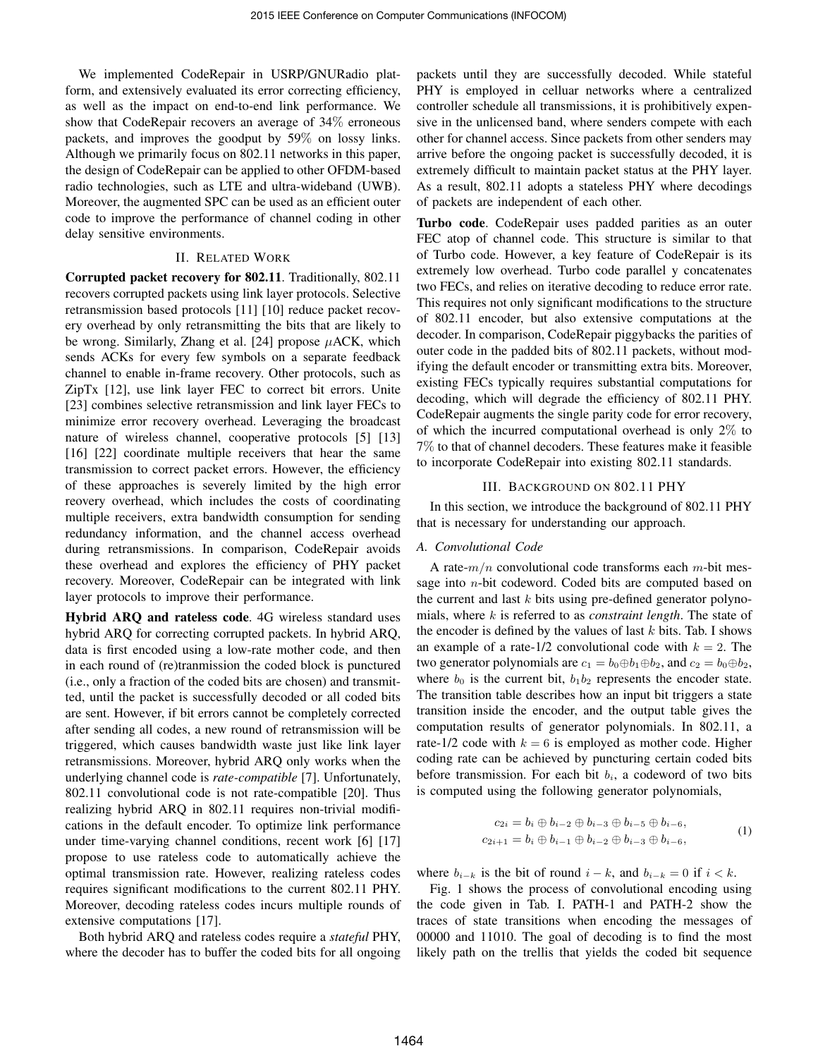We implemented CodeRepair in USRP/GNURadio platform, and extensively evaluated its error correcting efficiency, as well as the impact on end-to-end link performance. We show that CodeRepair recovers an average of 34% erroneous packets, and improves the goodput by 59% on lossy links. Although we primarily focus on 802.11 networks in this paper, the design of CodeRepair can be applied to other OFDM-based radio technologies, such as LTE and ultra-wideband (UWB). Moreover, the augmented SPC can be used as an efficient outer code to improve the performance of channel coding in other delay sensitive environments.

## II. Related Work

**Corrupted packet recovery for 802.11**. Traditionally, 802.11 recovers corrupted packets using link layer protocols. Selective retransmission based protocols [11] [10] reduce packet recovery overhead by only retransmitting the bits that are likely to be wrong. Similarly, Zhang et al. [24] propose $\mu$ACK, which sends ACKs for every few symbols on a separate feedback channel to enable in-frame recovery. Other protocols, such as ZipTx [12], use link layer FEC to correct bit errors. Unite [23] combines selective retransmission and link layer FECs to minimize error recovery overhead. Leveraging the broadcast nature of wireless channel, cooperative protocols [5] [13] [16] [22] coordinate multiple receivers that hear the same transmission to correct packet errors. However, the efficiency of these approaches is severely limited by the high error reovery overhead, which includes the costs of coordinating multiple receivers, extra bandwidth consumption for sending redundancy information, and the channel access overhead during retransmissions. In comparison, CodeRepair avoids these overhead and explores the efficiency of PHY packet recovery. Moreover, CodeRepair can be integrated with link layer protocols to improve their performance.

**Hybrid ARQ and rateless code**. 4G wireless standard uses hybrid ARQ for correcting corrupted packets. In hybrid ARQ, data is first encoded using a low-rate mother code, and then in each round of (re)tranmission the coded block is punctured (i.e., only a fraction of the coded bits are chosen) and transmitted, until the packet is successfully decoded or all coded bits are sent. However, if bit errors cannot be completely corrected after sending all codes, a new round of retransmission will be triggered, which causes bandwidth waste just like link layer retransmissions. Moreover, hybrid ARQ only works when the underlying channel code is *rate-compatible* [7]. Unfortunately, 802.11 convolutional code is not rate-compatible [20]. Thus realizing hybrid ARQ in 802.11 requires non-trivial modifications in the default encoder. To optimize link performance under time-varying channel conditions, recent work [6] [17] propose to use rateless code to automatically achieve the optimal transmission rate. However, realizing rateless codes requires significant modifications to the current 802.11 PHY. Moreover, decoding rateless codes incurs multiple rounds of extensive computations [17].

Both hybrid ARQ and rateless codes require a *stateful* PHY, where the decoder has to buffer the coded bits for all ongoing packets until they are successfully decoded. While stateful PHY is employed in celluar networks where a centralized controller schedule all transmissions, it is prohibitively expensive in the unlicensed band, where senders compete with each other for channel access. Since packets from other senders may arrive before the ongoing packet is successfully decoded, it is extremely difficult to maintain packet status at the PHY layer. As a result, 802.11 adopts a stateless PHY where decodings of packets are independent of each other.

**Turbo code**. CodeRepair uses padded parities as an outer FEC atop of channel code. This structure is similar to that of Turbo code. However, a key feature of CodeRepair is its extremely low overhead. Turbo code parallel y concatenates two FECs, and relies on iterative decoding to reduce error rate. This requires not only significant modifications to the structure of 802.11 encoder, but also extensive computations at the decoder. In comparison, CodeRepair piggybacks the parities of outer code in the padded bits of 802.11 packets, without modifying the default encoder or transmitting extra bits. Moreover, existing FECs typically requires substantial computations for decoding, which will degrade the efficiency of 802.11 PHY. CodeRepair augments the single parity code for error recovery, of which the incurred computational overhead is only 2% to 7% to that of channel decoders. These features make it feasible to incorporate CodeRepair into existing 802.11 standards.

## III. Background on 802.11 PHY

In this section, we introduce the background of 802.11 PHY that is necessary for understanding our approach.

### A. Convolutional Code

A rate-$m/n$ convolutional code transforms each $m$-bit message into $n$-bit codeword. Coded bits are computed based on the current and last $k$ bits using pre-defined generator polynomials, where $k$ is referred to as *constraint length*. The state of the encoder is defined by the values of last $k$ bits. Tab. I shows an example of a rate-1/2 convolutional code with $k = 2$. The two generator polynomials are $c_1 = b_0 \oplus b_1 \oplus b_2$, and $c_2 = b_0 \oplus b_2$, where $b_0$ is the current bit, $b_1 b_2$ represents the encoder state. The transition table describes how an input bit triggers a state transition inside the encoder, and the output table gives the computation results of generator polynomials. In 802.11, a rate-1/2 code with $k = 6$ is employed as mother code. Higher coding rate can be achieved by puncturing certain coded bits before transmission. For each bit $b_i$, a codeword of two bits is computed using the following generator polynomials,

$$
\begin{aligned}
c_{2i} &= b_i \oplus b_{i-2} \oplus b_{i-3} \oplus b_{i-5} \oplus b_{i-6}, \\
c_{2i+1} &= b_i \oplus b_{i-1} \oplus b_{i-2} \oplus b_{i-3} \oplus b_{i-6},
\end{aligned}
\tag{1}
$$

where $b_{i-k}$ is the bit of round $i - k$, and $b_{i-k} = 0$ if $i < k$.

Fig. 1 shows the process of convolutional encoding using the code given in Tab. I. PATH-1 and PATH-2 show the traces of state transitions when encoding the messages of 00000 and 11010. The goal of decoding is to find the most likely path on the trellis that yields the coded bit sequence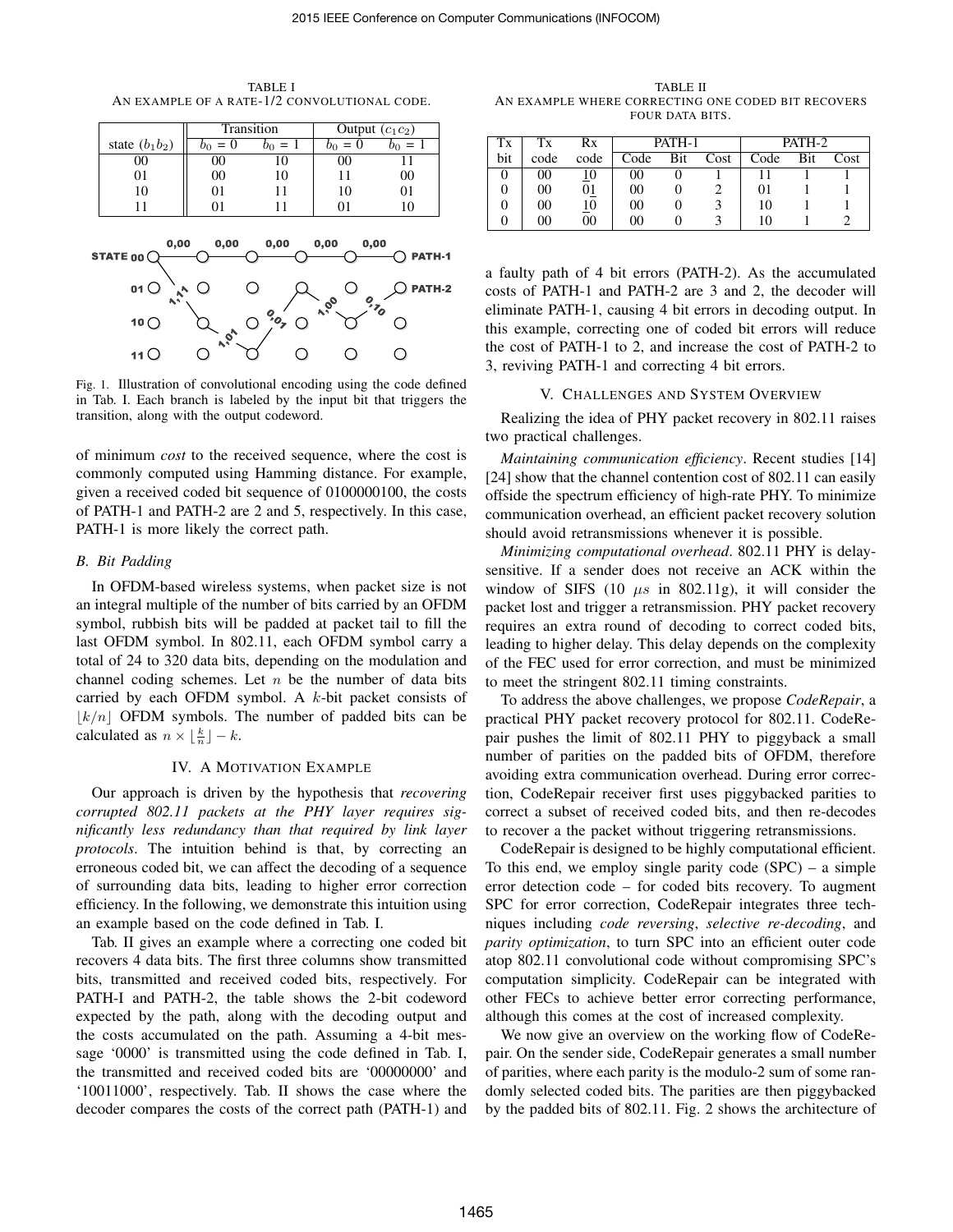TABLE I
AN EXAMPLE OF A RATE-1/2 CONVOLUTIONAL CODE.

| state ($b_1b_2$) | Transition $b_0=0$ | Transition $b_0=1$ | Output ($c_1c_2$) $b_0=0$ | Output ($c_1c_2$) $b_0=1$ |
|---|---|---|---|---|
| 00 | 00 | 10 | 00 | 11 |
| 01 | 00 | 10 | 11 | 00 |
| 10 | 01 | 11 | 10 | 01 |
| 11 | 01 | 11 | 01 | 10 |

Fig. 1. Illustration of convolutional encoding using the code defined in Tab. I. Each branch is labeled by the input bit that triggers the transition, along with the output codeword.

of minimum *cost* to the received sequence, where the cost is commonly computed using Hamming distance. For example, given a received coded bit sequence of 0100000100, the costs of PATH-1 and PATH-2 are 2 and 5, respectively. In this case, PATH-1 is more likely the correct path.

### B. Bit Padding

In OFDM-based wireless systems, when packet size is not an integral multiple of the number of bits carried by an OFDM symbol, rubbish bits will be padded at packet tail to fill the last OFDM symbol. In 802.11, each OFDM symbol carry a total of 24 to 320 data bits, depending on the modulation and channel coding schemes. Let $n$ be the number of data bits carried by each OFDM symbol. A $k$-bit packet consists of $\lfloor k/n \rfloor$ OFDM symbols. The number of padded bits can be calculated as $n \times \lfloor \frac{k}{n} \rfloor - k$.

## IV. A Motivation Example

Our approach is driven by the hypothesis that *recovering corrupted 802.11 packets at the PHY layer requires significantly less redundancy than that required by link layer protocols*. The intuition behind is that, by correcting an erroneous coded bit, we can affect the decoding of a sequence of surrounding data bits, leading to higher error correction efficiency. In the following, we demonstrate this intuition using an example based on the code defined in Tab. I.

Tab. II gives an example where a correcting one coded bit recovers 4 data bits. The first three columns show transmitted bits, transmitted and received coded bits, respectively. For PATH-I and PATH-2, the table shows the 2-bit codeword expected by the path, along with the decoding output and the costs accumulated on the path. Assuming a 4-bit message '0000' is transmitted using the code defined in Tab. I, the transmitted and received coded bits are '00000000' and '10011000', respectively. Tab. II shows the case where the decoder compares the costs of the correct path (PATH-1) and

TABLE II
AN EXAMPLE WHERE CORRECTING ONE CODED BIT RECOVERS FOUR DATA BITS.

| Tx bit | Tx code | Rx code | PATH-1 Code | PATH-1 Bit | PATH-1 Cost | PATH-2 Code | PATH-2 Bit | PATH-2 Cost |
|---|---|---|---|---|---|---|---|---|
| 0 | 00 | 10 | 00 | 0 | 1 | 11 | 1 | 1 |
| 0 | 00 | 01 | 00 | 0 | 2 | 01 | 1 | 1 |
| 0 | 00 | 10 | 00 | 0 | 3 | 10 | 1 | 1 |
| 0 | 00 | 00 | 00 | 0 | 3 | 10 | 1 | 2 |

a faulty path of 4 bit errors (PATH-2). As the accumulated costs of PATH-1 and PATH-2 are 3 and 2, the decoder will eliminate PATH-1, causing 4 bit errors in decoding output. In this example, correcting one of coded bit errors will reduce the cost of PATH-1 to 2, and increase the cost of PATH-2 to 3, reviving PATH-1 and correcting 4 bit errors.

## V. Challenges and System Overview

Realizing the idea of PHY packet recovery in 802.11 raises two practical challenges.

*Maintaining communication efficiency*. Recent studies [14] [24] show that the channel contention cost of 802.11 can easily offside the spectrum efficiency of high-rate PHY. To minimize communication overhead, an efficient packet recovery solution should avoid retransmissions whenever it is possible.

*Minimizing computational overhead*. 802.11 PHY is delay-sensitive. If a sender does not receive an ACK within the window of SIFS (10 $\mu s$ in 802.11g), it will consider the packet lost and trigger a retransmission. PHY packet recovery requires an extra round of decoding to correct coded bits, leading to higher delay. This delay depends on the complexity of the FEC used for error correction, and must be minimized to meet the stringent 802.11 timing constraints.

To address the above challenges, we propose *CodeRepair*, a practical PHY packet recovery protocol for 802.11. CodeRepair pushes the limit of 802.11 PHY to piggyback a small number of parities on the padded bits of OFDM, therefore avoiding extra communication overhead. During error correction, CodeRepair receiver first uses piggybacked parities to correct a subset of received coded bits, and then re-decodes to recover a the packet without triggering retransmissions.

CodeRepair is designed to be highly computational efficient. To this end, we employ single parity code (SPC) – a simple error detection code – for coded bits recovery. To augment SPC for error correction, CodeRepair integrates three techniques including *code reversing*, *selective re-decoding*, and *parity optimization*, to turn SPC into an efficient outer code atop 802.11 convolutional code without compromising SPC's computation simplicity. CodeRepair can be integrated with other FECs to achieve better error correcting performance, although this comes at the cost of increased complexity.

We now give an overview on the working flow of CodeRepair. On the sender side, CodeRepair generates a small number of parities, where each parity is the modulo-2 sum of some randomly selected coded bits. The parities are then piggybacked by the padded bits of 802.11. Fig. 2 shows the architecture of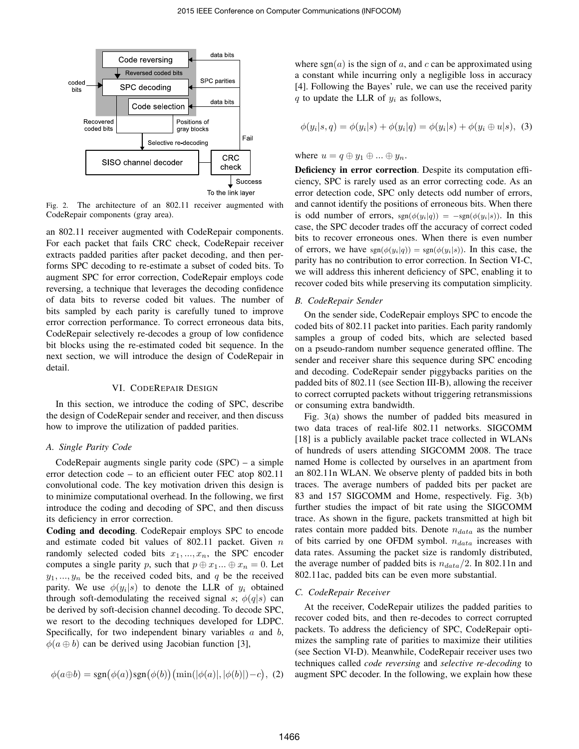Fig. 2. The architecture of an 802.11 receiver augmented with CodeRepair components (gray area).

an 802.11 receiver augmented with CodeRepair components. For each packet that fails CRC check, CodeRepair receiver extracts padded parities after packet decoding, and then performs SPC decoding to re-estimate a subset of coded bits. To augment SPC for error correction, CodeRepair employs code reversing, a technique that leverages the decoding confidence of data bits to reverse coded bit values. The number of bits sampled by each parity is carefully tuned to improve error correction performance. To correct erroneous data bits, CodeRepair selectively re-decodes a group of low confidence bit blocks using the re-estimated coded bit sequence. In the next section, we will introduce the design of CodeRepair in detail.

## VI. CodeRepair Design

In this section, we introduce the coding of SPC, describe the design of CodeRepair sender and receiver, and then discuss how to improve the utilization of padded parities.

### A. Single Parity Code

CodeRepair augments single parity code (SPC) – a simple error detection code – to an efficient outer FEC atop 802.11 convolutional code. The key motivation driven this design is to minimize computational overhead. In the following, we first introduce the coding and decoding of SPC, and then discuss its deficiency in error correction.

**Coding and decoding**. CodeRepair employs SPC to encode and estimate coded bit values of 802.11 packet. Given $n$ randomly selected coded bits $x_1, ..., x_n$, the SPC encoder computes a single parity $p$, such that $p \oplus x_1 ... \oplus x_n = 0$. Let $y_1, ..., y_n$ be the received coded bits, and $q$ be the received parity. We use $\phi(y_i|s)$ to denote the LLR of $y_i$ obtained through soft-demodulating the received signal $s$; $\phi(q|s)$ can be derived by soft-decision channel decoding. To decode SPC, we resort to the decoding techniques developed for LDPC. Specifically, for two independent binary variables $a$ and $b$, $\phi(a \oplus b)$ can be derived using Jacobian function [3],

$$\phi(a \oplus b) = \text{sgn}\big(\phi(a)\big)\text{sgn}\big(\phi(b)\big)\big(\min(|\phi(a)|, |\phi(b)|) - c\big), \quad (2)$$

where $\text{sgn}(a)$ is the sign of $a$, and $c$ can be approximated using a constant while incurring only a negligible loss in accuracy [4]. Following the Bayes' rule, we can use the received parity $q$ to update the LLR of $y_i$ as follows,

$$\phi(y_i|s, q) = \phi(y_i|s) + \phi(y_i|q) = \phi(y_i|s) + \phi(y_i \oplus u|s), \quad (3)$$

where $u = q \oplus y_1 \oplus ... \oplus y_n$.

**Deficiency in error correction**. Despite its computation efficiency, SPC is rarely used as an error correcting code. As an error detection code, SPC only detects odd number of errors, and cannot identify the positions of erroneous bits. When there is odd number of errors, $\text{sgn}(\phi(y_i|q)) = -\text{sgn}(\phi(y_i|s))$. In this case, the SPC decoder trades off the accuracy of correct coded bits to recover erroneous ones. When there is even number of errors, we have $\text{sgn}(\phi(y_i|q)) = \text{sgn}(\phi(y_i|s))$. In this case, the parity has no contribution to error correction. In Section VI-C, we will address this inherent deficiency of SPC, enabling it to recover coded bits while preserving its computation simplicity.

### B. CodeRepair Sender

On the sender side, CodeRepair employs SPC to encode the coded bits of 802.11 packet into parities. Each parity randomly samples a group of coded bits, which are selected based on a pseudo-random number sequence generated offline. The sender and receiver share this sequence during SPC encoding and decoding. CodeRepair sender piggybacks parities on the padded bits of 802.11 (see Section III-B), allowing the receiver to correct corrupted packets without triggering retransmissions or consuming extra bandwidth.

Fig. 3(a) shows the number of padded bits measured in two data traces of real-life 802.11 networks. SIGCOMM [18] is a publicly available packet trace collected in WLANs of hundreds of users attending SIGCOMM 2008. The trace named Home is collected by ourselves in an apartment from an 802.11n WLAN. We observe plenty of padded bits in both traces. The average numbers of padded bits per packet are 83 and 157 SIGCOMM and Home, respectively. Fig. 3(b) further studies the impact of bit rate using the SIGCOMM trace. As shown in the figure, packets transmitted at high bit rates contain more padded bits. Denote $n_{data}$ as the number of bits carried by one OFDM symbol. $n_{data}$ increases with data rates. Assuming the packet size is randomly distributed, the average number of padded bits is $n_{data}/2$. In 802.11n and 802.11ac, padded bits can be even more substantial.

### C. CodeRepair Receiver

At the receiver, CodeRepair utilizes the padded parities to recover coded bits, and then re-decodes to correct corrupted packets. To address the deficiency of SPC, CodeRepair optimizes the sampling rate of parities to maximize their utilities (see Section VI-D). Meanwhile, CodeRepair receiver uses two techniques called *code reversing* and *selective re-decoding* to augment SPC decoder. In the following, we explain how these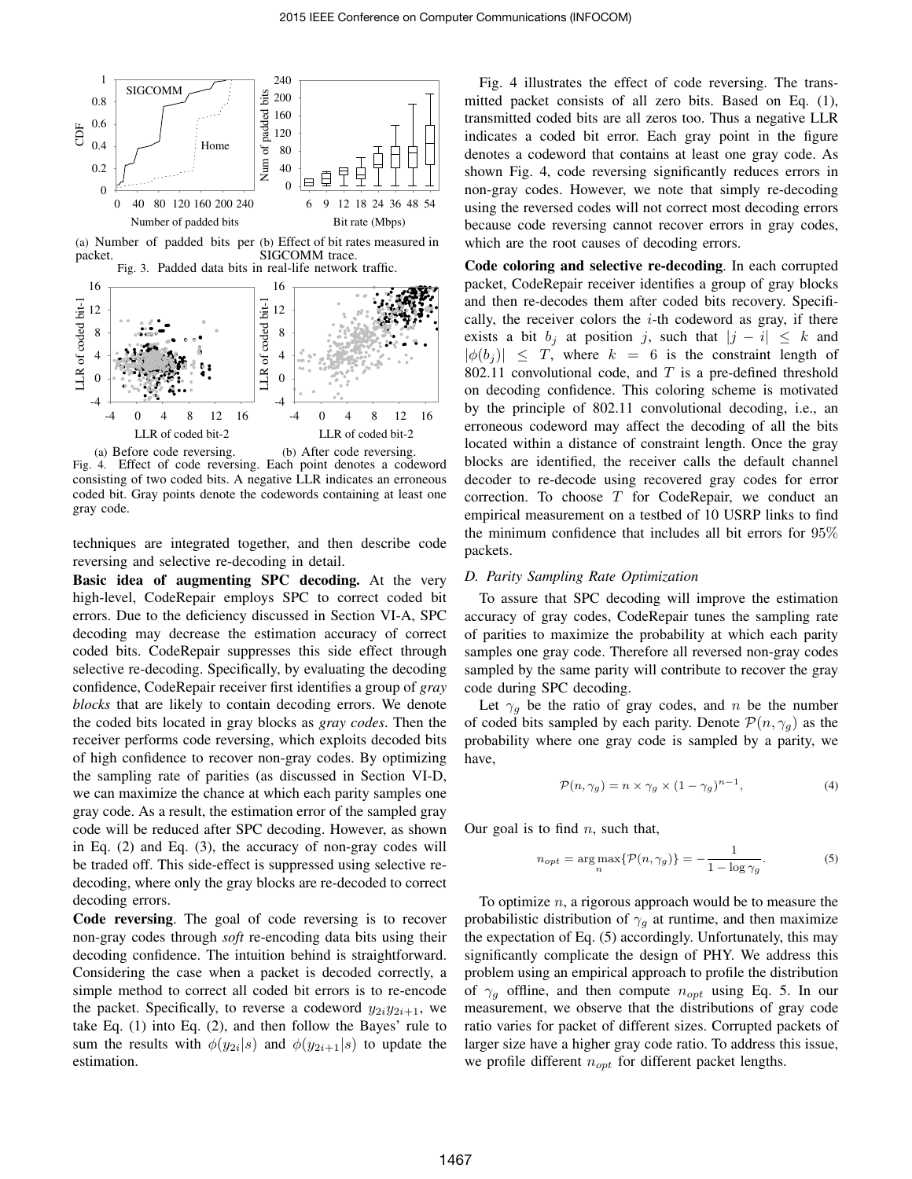(a) Number of padded bits per packet.
(b) Effect of bit rates measured in SIGCOMM trace.

Fig. 3. Padded data bits in real-life network traffic.

(a) Before code reversing.
(b) After code reversing.

Fig. 4. Effect of code reversing. Each point denotes a codeword consisting of two coded bits. A negative LLR indicates an erroneous coded bit. Gray points denote the codewords containing at least one gray code.

techniques are integrated together, and then describe code reversing and selective re-decoding in detail.

**Basic idea of augmenting SPC decoding.** At the very high-level, CodeRepair employs SPC to correct coded bit errors. Due to the deficiency discussed in Section VI-A, SPC decoding may decrease the estimation accuracy of correct coded bits. CodeRepair suppresses this side effect through selective re-decoding. Specifically, by evaluating the decoding confidence, CodeRepair receiver first identifies a group of *gray blocks* that are likely to contain decoding errors. We denote the coded bits located in gray blocks as *gray codes*. Then the receiver performs code reversing, which exploits decoded bits of high confidence to recover non-gray codes. By optimizing the sampling rate of parities (as discussed in Section VI-D, we can maximize the chance at which each parity samples one gray code. As a result, the estimation error of the sampled gray code will be reduced after SPC decoding. However, as shown in Eq. (2) and Eq. (3), the accuracy of non-gray codes will be traded off. This side-effect is suppressed using selective re-decoding, where only the gray blocks are re-decoded to correct decoding errors.

**Code reversing**. The goal of code reversing is to recover non-gray codes through *soft* re-encoding data bits using their decoding confidence. The intuition behind is straightforward. Considering the case when a packet is decoded correctly, a simple method to correct all coded bit errors is to re-encode the packet. Specifically, to reverse a codeword $y_{2i}y_{2i+1}$, we take Eq. (1) into Eq. (2), and then follow the Bayes' rule to sum the results with $\phi(y_{2i}|s)$ and $\phi(y_{2i+1}|s)$ to update the estimation.

Fig. 4 illustrates the effect of code reversing. The transmitted packet consists of all zero bits. Based on Eq. (1), transmitted coded bits are all zeros too. Thus a negative LLR indicates a coded bit error. Each gray point in the figure denotes a codeword that contains at least one gray code. As shown Fig. 4, code reversing significantly reduces errors in non-gray codes. However, we note that simply re-decoding using the reversed codes will not correct most decoding errors because code reversing cannot recover errors in gray codes, which are the root causes of decoding errors.

**Code coloring and selective re-decoding**. In each corrupted packet, CodeRepair receiver identifies a group of gray blocks and then re-decodes them after coded bits recovery. Specifically, the receiver colors the $i$-th codeword as gray, if there exists a bit $b_j$ at position $j$, such that $|j - i| \leq k$ and $|\phi(b_j)| \leq T$, where $k = 6$ is the constraint length of 802.11 convolutional code, and $T$ is a pre-defined threshold on decoding confidence. This coloring scheme is motivated by the principle of 802.11 convolutional decoding, i.e., an erroneous codeword may affect the decoding of all the bits located within a distance of constraint length. Once the gray blocks are identified, the receiver calls the default channel decoder to re-decode using recovered gray codes for error correction. To choose $T$ for CodeRepair, we conduct an empirical measurement on a testbed of 10 USRP links to find the minimum confidence that includes all bit errors for 95% packets.

### D. Parity Sampling Rate Optimization

To assure that SPC decoding will improve the estimation accuracy of gray codes, CodeRepair tunes the sampling rate of parities to maximize the probability at which each parity samples one gray code. Therefore all reversed non-gray codes sampled by the same parity will contribute to recover the gray code during SPC decoding.

Let $\gamma_g$ be the ratio of gray codes, and $n$ be the number of coded bits sampled by each parity. Denote $\mathcal{P}(n, \gamma_g)$ as the probability where one gray code is sampled by a parity, we have,

$$\mathcal{P}(n, \gamma_g) = n \times \gamma_g \times (1 - \gamma_g)^{n-1}, \tag{4}$$

Our goal is to find $n$, such that,

$$n_{opt} = \arg\max_n \{\mathcal{P}(n, \gamma_g)\} = -\frac{1}{1 - \log \gamma_g}. \tag{5}$$

To optimize $n$, a rigorous approach would be to measure the probabilistic distribution of $\gamma_g$ at runtime, and then maximize the expectation of Eq. (5) accordingly. Unfortunately, this may significantly complicate the design of PHY. We address this problem using an empirical approach to profile the distribution of $\gamma_g$ offline, and then compute $n_{opt}$ using Eq. 5. In our measurement, we observe that the distributions of gray code ratio varies for packet of different sizes. Corrupted packets of larger size have a higher gray code ratio. To address this issue, we profile different $n_{opt}$ for different packet lengths.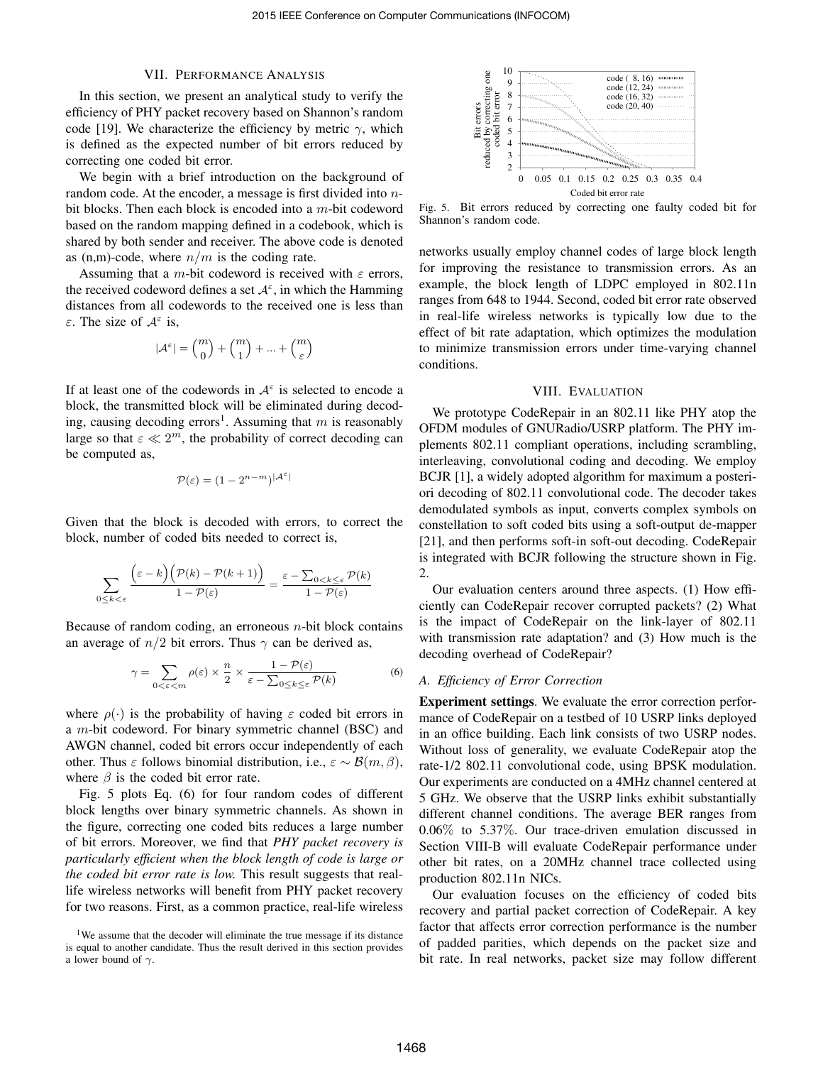## VII. Performance Analysis

In this section, we present an analytical study to verify the efficiency of PHY packet recovery based on Shannon's random code [19]. We characterize the efficiency by metric $\gamma$, which is defined as the expected number of bit errors reduced by correcting one coded bit error.

We begin with a brief introduction on the background of random code. At the encoder, a message is first divided into $n$-bit blocks. Then each block is encoded into a $m$-bit codeword based on the random mapping defined in a codebook, which is shared by both sender and receiver. The above code is denoted as (n,m)-code, where $n/m$ is the coding rate.

Assuming that a $m$-bit codeword is received with $\varepsilon$ errors, the received codeword defines a set $\mathcal{A}^{\varepsilon}$, in which the Hamming distances from all codewords to the received one is less than $\varepsilon$. The size of $\mathcal{A}^{\varepsilon}$ is,

$$|\mathcal{A}^{\varepsilon}| = \binom{m}{0} + \binom{m}{1} + ... + \binom{m}{\varepsilon}$$

If at least one of the codewords in $\mathcal{A}^{\varepsilon}$ is selected to encode a block, the transmitted block will be eliminated during decoding, causing decoding errors[1]. Assuming that $m$ is reasonably large so that $\varepsilon \ll 2^m$, the probability of correct decoding can be computed as,

$$\mathcal{P}(\varepsilon) = (1 - 2^{n-m})^{|\mathcal{A}^{\varepsilon}|}$$

Given that the block is decoded with errors, to correct the block, number of coded bits needed to correct is,

$$\sum_{0 \le k < \varepsilon} \frac{\Big(\varepsilon - k\Big)\Big(\mathcal{P}(k) - \mathcal{P}(k+1)\Big)}{1 - \mathcal{P}(\varepsilon)} = \frac{\varepsilon - \sum_{0<k\le\varepsilon} \mathcal{P}(k)}{1 - \mathcal{P}(\varepsilon)}$$

Because of random coding, an erroneous $n$-bit block contains an average of $n/2$ bit errors. Thus $\gamma$ can be derived as,

$$\gamma = \sum_{0<\varepsilon<m} \rho(\varepsilon) \times \frac{n}{2} \times \frac{1 - \mathcal{P}(\varepsilon)}{\varepsilon - \sum_{0\le k\le\varepsilon} \mathcal{P}(k)} \qquad (6)$$

where $\rho(\cdot)$ is the probability of having $\varepsilon$ coded bit errors in a $m$-bit codeword. For binary symmetric channel (BSC) and AWGN channel, coded bit errors occur independently of each other. Thus $\varepsilon$ follows binomial distribution, i.e., $\varepsilon \sim \mathcal{B}(m, \beta)$, where $\beta$ is the coded bit error rate.

Fig. 5 plots Eq. (6) for four random codes of different block lengths over binary symmetric channels. As shown in the figure, correcting one coded bits reduces a large number of bit errors. Moreover, we find that *PHY packet recovery is particularly efficient when the block length of code is large or the coded bit error rate is low.* This result suggests that real-life wireless networks will benefit from PHY packet recovery for two reasons. First, as a common practice, real-life wireless networks usually employ channel codes of large block length for improving the resistance to transmission errors. As an example, the block length of LDPC employed in 802.11n ranges from 648 to 1944. Second, coded bit error rate observed in real-life wireless networks is typically low due to the effect of bit rate adaptation, which optimizes the modulation to minimize transmission errors under time-varying channel conditions.

[1]We assume that the decoder will eliminate the true message if its distance is equal to another candidate. Thus the result derived in this section provides a lower bound of $\gamma$.

Fig. 5. Bit errors reduced by correcting one faulty coded bit for Shannon's random code.

## VIII. Evaluation

We prototype CodeRepair in an 802.11 like PHY atop the OFDM modules of GNURadio/USRP platform. The PHY implements 802.11 compliant operations, including scrambling, interleaving, convolutional coding and decoding. We employ BCJR [1], a widely adopted algorithm for maximum a posteriori decoding of 802.11 convolutional code. The decoder takes demodulated symbols as input, converts complex symbols on constellation to soft coded bits using a soft-output de-mapper [21], and then performs soft-in soft-out decoding. CodeRepair is integrated with BCJR following the structure shown in Fig. 2.

Our evaluation centers around three aspects. (1) How efficiently can CodeRepair recover corrupted packets? (2) What is the impact of CodeRepair on the link-layer of 802.11 with transmission rate adaptation? and (3) How much is the decoding overhead of CodeRepair?

### A. Efficiency of Error Correction

**Experiment settings**. We evaluate the error correction performance of CodeRepair on a testbed of 10 USRP links deployed in an office building. Each link consists of two USRP nodes. Without loss of generality, we evaluate CodeRepair atop the rate-1/2 802.11 convolutional code, using BPSK modulation. Our experiments are conducted on a 4MHz channel centered at 5 GHz. We observe that the USRP links exhibit substantially different channel conditions. The average BER ranges from 0.06% to 5.37%. Our trace-driven emulation discussed in Section VIII-B will evaluate CodeRepair performance under other bit rates, on a 20MHz channel trace collected using production 802.11n NICs.

Our evaluation focuses on the efficiency of coded bits recovery and partial packet correction of CodeRepair. A key factor that affects error correction performance is the number of padded parities, which depends on the packet size and bit rate. In real networks, packet size may follow different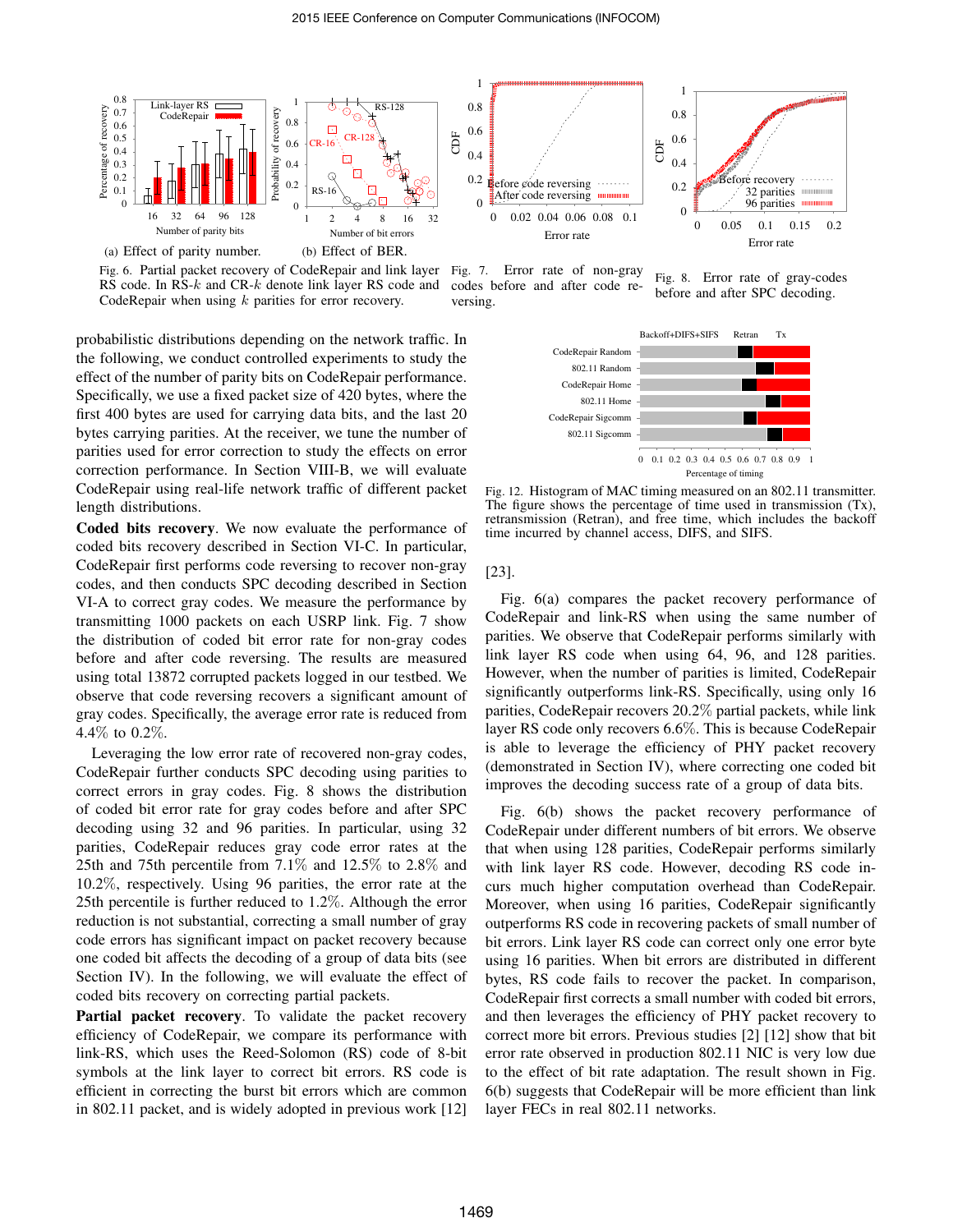Fig. 6. Partial packet recovery of CodeRepair and link layer RS code. In RS-$k$ and CR-$k$ denote link layer RS code and CodeRepair when using $k$ parities for error recovery.

(a) Effect of parity number. (b) Effect of BER.

Fig. 7. Error rate of non-gray codes before and after code reversing.

Fig. 8. Error rate of gray-codes before and after SPC decoding.

probabilistic distributions depending on the network traffic. In the following, we conduct controlled experiments to study the effect of the number of parity bits on CodeRepair performance. Specifically, we use a fixed packet size of 420 bytes, where the first 400 bytes are used for carrying data bits, and the last 20 bytes carrying parities. At the receiver, we tune the number of parities used for error correction to study the effects on error correction performance. In Section VIII-B, we will evaluate CodeRepair using real-life network traffic of different packet length distributions.

**Coded bits recovery**. We now evaluate the performance of coded bits recovery described in Section VI-C. In particular, CodeRepair first performs code reversing to recover non-gray codes, and then conducts SPC decoding described in Section VI-A to correct gray codes. We measure the performance by transmitting 1000 packets on each USRP link. Fig. 7 show the distribution of coded bit error rate for non-gray codes before and after code reversing. The results are measured using total 13872 corrupted packets logged in our testbed. We observe that code reversing recovers a significant amount of gray codes. Specifically, the average error rate is reduced from 4.4% to 0.2%.

Leveraging the low error rate of recovered non-gray codes, CodeRepair further conducts SPC decoding using parities to correct errors in gray codes. Fig. 8 shows the distribution of coded bit error rate for gray codes before and after SPC decoding using 32 and 96 parities. In particular, using 32 parities, CodeRepair reduces gray code error rates at the 25th and 75th percentile from 7.1% and 12.5% to 2.8% and 10.2%, respectively. Using 96 parities, the error rate at the 25th percentile is further reduced to 1.2%. Although the error reduction is not substantial, correcting a small number of gray code errors has significant impact on packet recovery because one coded bit affects the decoding of a group of data bits (see Section IV). In the following, we will evaluate the effect of coded bits recovery on correcting partial packets.

**Partial packet recovery**. To validate the packet recovery efficiency of CodeRepair, we compare its performance with link-RS, which uses the Reed-Solomon (RS) code of 8-bit symbols at the link layer to correct bit errors. RS code is efficient in correcting the burst bit errors which are common in 802.11 packet, and is widely adopted in previous work [12] [23].

Fig. 12. Histogram of MAC timing measured on an 802.11 transmitter. The figure shows the percentage of time used in transmission (Tx), retransmission (Retran), and free time, which includes the backoff time incurred by channel access, DIFS, and SIFS.

Fig. 6(a) compares the packet recovery performance of CodeRepair and link-RS when using the same number of parities. We observe that CodeRepair performs similarly with link layer RS code when using 64, 96, and 128 parities. However, when the number of parities is limited, CodeRepair significantly outperforms link-RS. Specifically, using only 16 parities, CodeRepair recovers 20.2% partial packets, while link layer RS code only recovers 6.6%. This is because CodeRepair is able to leverage the efficiency of PHY packet recovery (demonstrated in Section IV), where correcting one coded bit improves the decoding success rate of a group of data bits.

Fig. 6(b) shows the packet recovery performance of CodeRepair under different numbers of bit errors. We observe that when using 128 parities, CodeRepair performs similarly with link layer RS code. However, decoding RS code incurs much higher computation overhead than CodeRepair. Moreover, when using 16 parities, CodeRepair significantly outperforms RS code in recovering packets of small number of bit errors. Link layer RS code can correct only one error byte using 16 parities. When bit errors are distributed in different bytes, RS code fails to recover the packet. In comparison, CodeRepair first corrects a small number with coded bit errors, and then leverages the efficiency of PHY packet recovery to correct more bit errors. Previous studies [2] [12] show that bit error rate observed in production 802.11 NIC is very low due to the effect of bit rate adaptation. The result shown in Fig. 6(b) suggests that CodeRepair will be more efficient than link layer FECs in real 802.11 networks.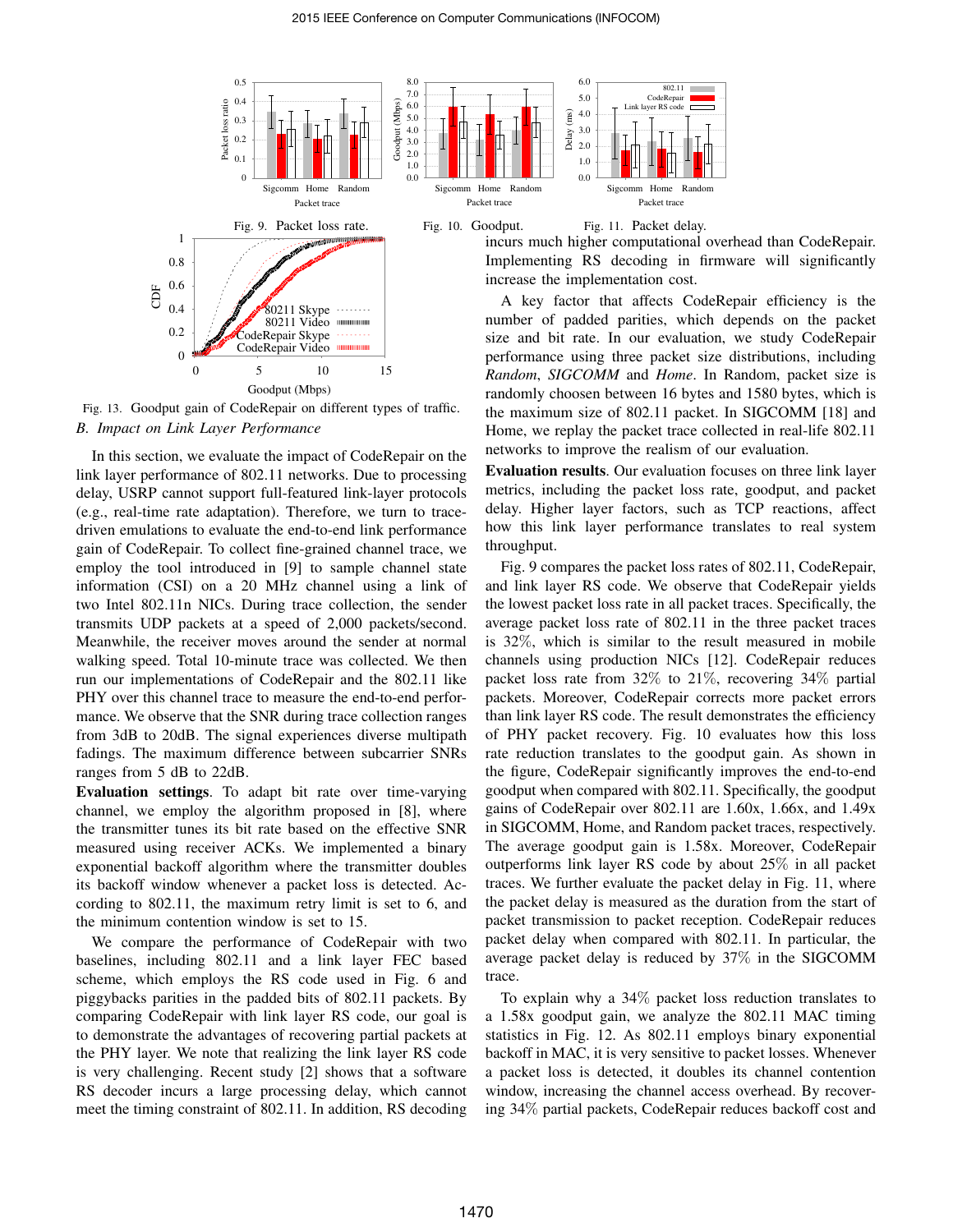Fig. 9. Packet loss rate.

Fig. 10. Goodput.

Fig. 11. Packet delay.

Fig. 13. Goodput gain of CodeRepair on different types of traffic.

### B. Impact on Link Layer Performance

In this section, we evaluate the impact of CodeRepair on the link layer performance of 802.11 networks. Due to processing delay, USRP cannot support full-featured link-layer protocols (e.g., real-time rate adaptation). Therefore, we turn to trace-driven emulations to evaluate the end-to-end link performance gain of CodeRepair. To collect fine-grained channel trace, we employ the tool introduced in [9] to sample channel state information (CSI) on a 20 MHz channel using a link of two Intel 802.11n NICs. During trace collection, the sender transmits UDP packets at a speed of 2,000 packets/second. Meanwhile, the receiver moves around the sender at normal walking speed. Total 10-minute trace was collected. We then run our implementations of CodeRepair and the 802.11 like PHY over this channel trace to measure the end-to-end performance. We observe that the SNR during trace collection ranges from 3dB to 20dB. The signal experiences diverse multipath fadings. The maximum difference between subcarrier SNRs ranges from 5 dB to 22dB.

**Evaluation settings**. To adapt bit rate over time-varying channel, we employ the algorithm proposed in [8], where the transmitter tunes its bit rate based on the effective SNR measured using receiver ACKs. We implemented a binary exponential backoff algorithm where the transmitter doubles its backoff window whenever a packet loss is detected. According to 802.11, the maximum retry limit is set to 6, and the minimum contention window is set to 15.

We compare the performance of CodeRepair with two baselines, including 802.11 and a link layer FEC based scheme, which employs the RS code used in Fig. 6 and piggybacks parities in the padded bits of 802.11 packets. By comparing CodeRepair with link layer RS code, our goal is to demonstrate the advantages of recovering partial packets at the PHY layer. We note that realizing the link layer RS code is very challenging. Recent study [2] shows that a software RS decoder incurs a large processing delay, which cannot meet the timing constraint of 802.11. In addition, RS decoding incurs much higher computational overhead than CodeRepair. Implementing RS decoding in firmware will significantly increase the implementation cost.

A key factor that affects CodeRepair efficiency is the number of padded parities, which depends on the packet size and bit rate. In our evaluation, we study CodeRepair performance using three packet size distributions, including *Random*, *SIGCOMM* and *Home*. In Random, packet size is randomly choosen between 16 bytes and 1580 bytes, which is the maximum size of 802.11 packet. In SIGCOMM [18] and Home, we replay the packet trace collected in real-life 802.11 networks to improve the realism of our evaluation.

**Evaluation results**. Our evaluation focuses on three link layer metrics, including the packet loss rate, goodput, and packet delay. Higher layer factors, such as TCP reactions, affect how this link layer performance translates to real system throughput.

Fig. 9 compares the packet loss rates of 802.11, CodeRepair, and link layer RS code. We observe that CodeRepair yields the lowest packet loss rate in all packet traces. Specifically, the average packet loss rate of 802.11 in the three packet traces is 32%, which is similar to the result measured in mobile channels using production NICs [12]. CodeRepair reduces packet loss rate from 32% to 21%, recovering 34% partial packets. Moreover, CodeRepair corrects more packet errors than link layer RS code. The result demonstrates the efficiency of PHY packet recovery. Fig. 10 evaluates how this loss rate reduction translates to the goodput gain. As shown in the figure, CodeRepair significantly improves the end-to-end goodput when compared with 802.11. Specifically, the goodput gains of CodeRepair over 802.11 are 1.60x, 1.66x, and 1.49x in SIGCOMM, Home, and Random packet traces, respectively. The average goodput gain is 1.58x. Moreover, CodeRepair outperforms link layer RS code by about 25% in all packet traces. We further evaluate the packet delay in Fig. 11, where the packet delay is measured as the duration from the start of packet transmission to packet reception. CodeRepair reduces packet delay when compared with 802.11. In particular, the average packet delay is reduced by 37% in the SIGCOMM trace.

To explain why a 34% packet loss reduction translates to a 1.58x goodput gain, we analyze the 802.11 MAC timing statistics in Fig. 12. As 802.11 employs binary exponential backoff in MAC, it is very sensitive to packet losses. Whenever a packet loss is detected, it doubles its channel contention window, increasing the channel access overhead. By recovering 34% partial packets, CodeRepair reduces backoff cost and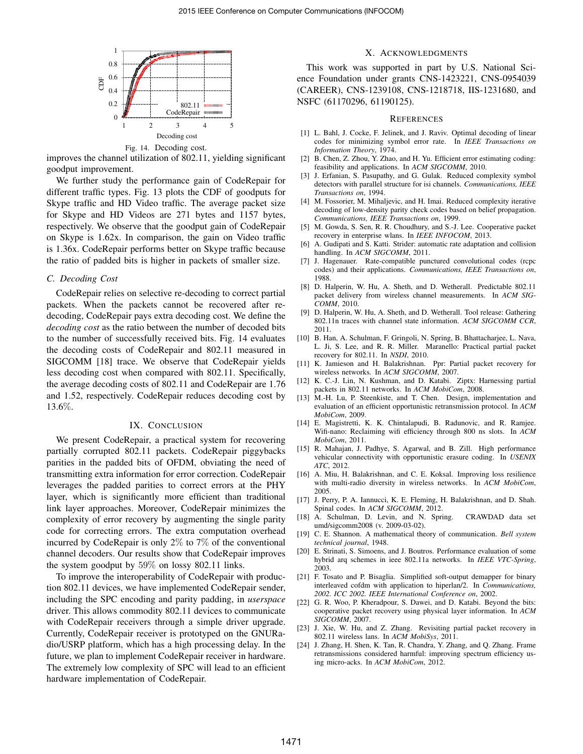1
0.8
0.6
0.4
0.2
0
CDF
1 2 3 4 5
Decoding cost
802.11
CodeRepair

Fig. 14. Decoding cost.

improves the channel utilization of 802.11, yielding significant goodput improvement.

We further study the performance gain of CodeRepair for different traffic types. Fig. 13 plots the CDF of goodputs for Skype traffic and HD Video traffic. The average packet size for Skype and HD Videos are 271 bytes and 1157 bytes, respectively. We observe that the goodput gain of CodeRepair on Skype is 1.62x. In comparison, the gain on Video traffic is 1.36x. CodeRepair performs better on Skype traffic because the ratio of padded bits is higher in packets of smaller size.

### C. Decoding Cost

CodeRepair relies on selective re-decoding to correct partial packets. When the packets cannot be recovered after re-decoding, CodeRepair pays extra decoding cost. We define the *decoding cost* as the ratio between the number of decoded bits to the number of successfully received bits. Fig. 14 evaluates the decoding costs of CodeRepair and 802.11 measured in SIGCOMM [18] trace. We observe that CodeRepair yields less decoding cost when compared with 802.11. Specifically, the average decoding costs of 802.11 and CodeRepair are 1.76 and 1.52, respectively. CodeRepair reduces decoding cost by 13.6%.

## IX. Conclusion

We present CodeRepair, a practical system for recovering partially corrupted 802.11 packets. CodeRepair piggybacks parities in the padded bits of OFDM, obviating the need of transmitting extra information for error correction. CodeRepair leverages the padded parities to correct errors at the PHY layer, which is significantly more efficient than traditional link layer approaches. Moreover, CodeRepair minimizes the complexity of error recovery by augmenting the single parity code for correcting errors. The extra computation overhead incurred by CodeRepair is only 2% to 7% of the conventional channel decoders. Our results show that CodeRepair improves the system goodput by 59% on lossy 802.11 links.

To improve the interoperability of CodeRepair with production 802.11 devices, we have implemented CodeRepair sender, including the SPC encoding and parity padding, in *userspace* driver. This allows commodity 802.11 devices to communicate with CodeRepair receivers through a simple driver upgrade. Currently, CodeRepair receiver is prototyped on the GNURadio/USRP platform, which has a high processing delay. In the future, we plan to implement CodeRepair receiver in hardware. The extremely low complexity of SPC will lead to an efficient hardware implementation of CodeRepair.

## X. Acknowledgments

This work was supported in part by U.S. National Science Foundation under grants CNS-1423221, CNS-0954039 (CAREER), CNS-1239108, CNS-1218718, IIS-1231680, and NSFC (61170296, 61190125).

## References

[1] L. Bahl, J. Cocke, F. Jelinek, and J. Raviv. Optimal decoding of linear codes for minimizing symbol error rate. In *IEEE Transactions on Information Theory*, 1974.

[2] B. Chen, Z. Zhou, Y. Zhao, and H. Yu. Efficient error estimating coding: feasibility and applications. In *ACM SIGCOMM*, 2010.

[3] J. Erfanian, S. Pasupathy, and G. Gulak. Reduced complexity symbol detectors with parallel structure for isi channels. *Communications, IEEE Transactions on*, 1994.

[4] M. Fossorier, M. Mihaljevic, and H. Imai. Reduced complexity iterative decoding of low-density parity check codes based on belief propagation. *Communications, IEEE Transactions on*, 1999.

[5] M. Gowda, S. Sen, R. R. Choudhury, and S.-J. Lee. Cooperative packet recovery in enterprise wlans. In *IEEE INFOCOM*, 2013.

[6] A. Gudipati and S. Katti. Strider: automatic rate adaptation and collision handling. In *ACM SIGCOMM*, 2011.

[7] J. Hagenauer. Rate-compatible punctured convolutional codes (rcpc codes) and their applications. *Communications, IEEE Transactions on*, 1988.

[8] D. Halperin, W. Hu, A. Sheth, and D. Wetherall. Predictable 802.11 packet delivery from wireless channel measurements. In *ACM SIGCOMM*, 2010.

[9] D. Halperin, W. Hu, A. Sheth, and D. Wetherall. Tool release: Gathering 802.11n traces with channel state information. *ACM SIGCOMM CCR*, 2011.

[10] B. Han, A. Schulman, F. Gringoli, N. Spring, B. Bhattacharjee, L. Nava, L. Ji, S. Lee, and R. R. Miller. Maranello: Practical partial packet recovery for 802.11. In *NSDI*, 2010.

[11] K. Jamieson and H. Balakrishnan. Ppr: Partial packet recovery for wireless networks. In *ACM SIGCOMM*, 2007.

[12] K. C.-J. Lin, N. Kushman, and D. Katabi. Ziptx: Harnessing partial packets in 802.11 networks. In *ACM MobiCom*, 2008.

[13] M.-H. Lu, P. Steenkiste, and T. Chen. Design, implementation and evaluation of an efficient opportunistic retransmission protocol. In *ACM MobiCom*, 2009.

[14] E. Magistretti, K. K. Chintalapudi, B. Radunovic, and R. Ramjee. Wifi-nano: Reclaiming wifi efficiency through 800 ns slots. In *ACM MobiCom*, 2011.

[15] R. Mahajan, J. Padhye, S. Agarwal, and B. Zill. High performance vehicular connectivity with opportunistic erasure coding. In *USENIX ATC*, 2012.

[16] A. Miu, H. Balakrishnan, and C. E. Koksal. Improving loss resilience with multi-radio diversity in wireless networks. In *ACM MobiCom*, 2005.

[17] J. Perry, P. A. Iannucci, K. E. Fleming, H. Balakrishnan, and D. Shah. Spinal codes. In *ACM SIGCOMM*, 2012.

[18] A. Schulman, D. Levin, and N. Spring. CRAWDAD data set umd/sigcomm2008 (v. 2009-03-02).

[19] C. E. Shannon. A mathematical theory of communication. *Bell system technical journal*, 1948.

[20] E. Strinati, S. Simoens, and J. Boutros. Performance evaluation of some hybrid arq schemes in ieee 802.11a networks. In *IEEE VTC-Spring*, 2003.

[21] F. Tosato and P. Bisaglia. Simplified soft-output demapper for binary interleaved cofdm with application to hiperlan/2. In *Communications, 2002. ICC 2002. IEEE International Conference on*, 2002.

[22] G. R. Woo, P. Kheradpour, S. Dawei, and D. Katabi. Beyond the bits: cooperative packet recovery using physical layer information. In *ACM SIGCOMM*, 2007.

[23] J. Xie, W. Hu, and Z. Zhang. Revisiting partial packet recovery in 802.11 wireless lans. In *ACM MobiSys*, 2011.

[24] J. Zhang, H. Shen, K. Tan, R. Chandra, Y. Zhang, and Q. Zhang. Frame retransmissions considered harmful: improving spectrum efficiency using micro-acks. In *ACM MobiCom*, 2012.